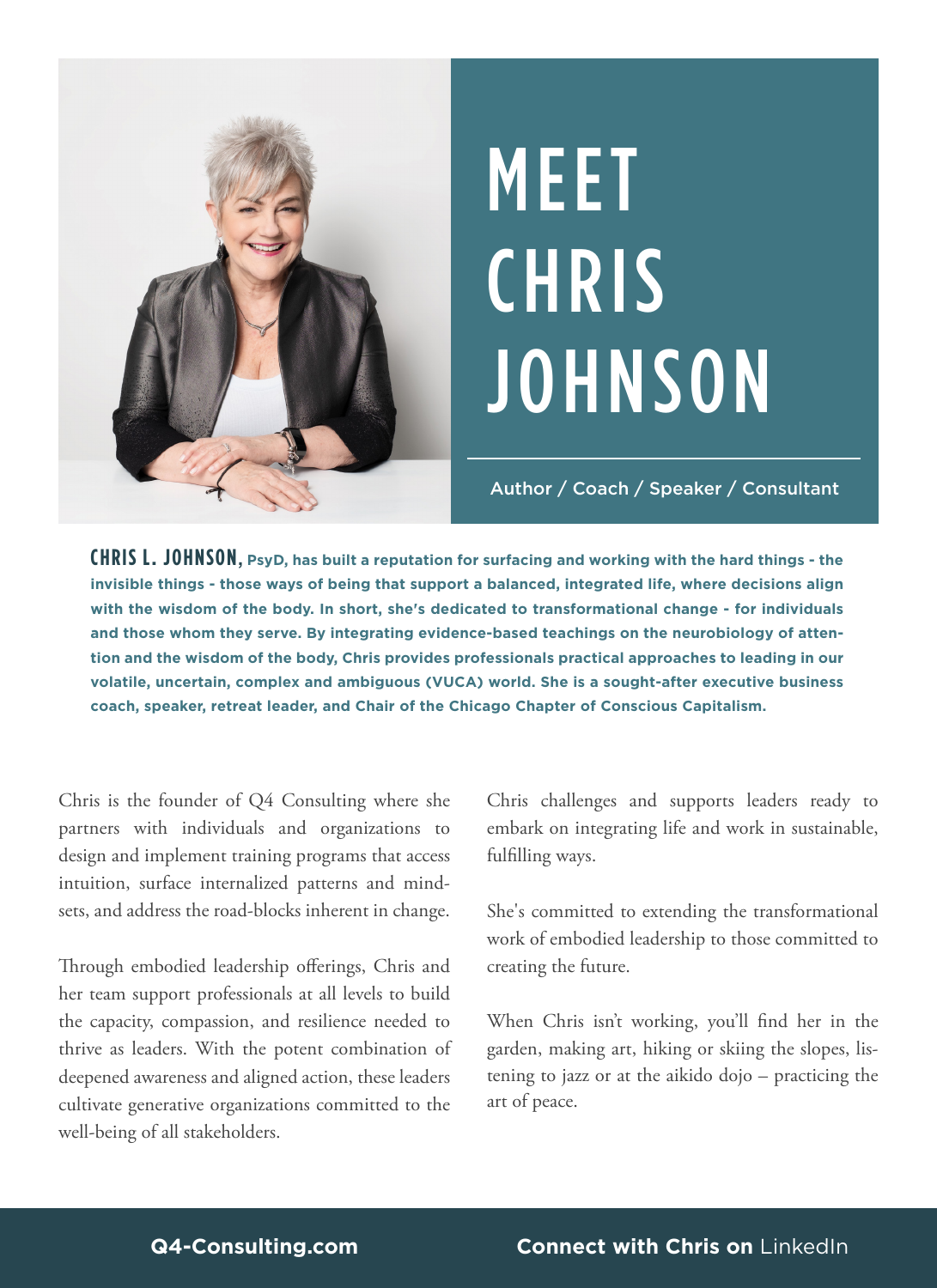# MEET CHRIS JOHNSON

Author / Coach / Speaker / Consultant

**CHRIS L. JOHNSON, PsyD, has built a reputation for surfacing and working with the hard things - the invisible things - those ways of being that support a balanced, integrated life, where decisions align with the wisdom of the body. In short, she's dedicated to transformational change - for individuals and those whom they serve. By integrating evidence-based teachings on the neurobiology of attention and the wisdom of the body, Chris provides professionals practical approaches to leading in our volatile, uncertain, complex and ambiguous (VUCA) world. She is a sought-after executive business coach, speaker, retreat leader, and Chair of the Chicago Chapter of Conscious Capitalism.**

Chris is the founder of Q4 Consulting where she partners with individuals and organizations to design and implement training programs that access intuition, surface internalized patterns and mindsets, and address the road-blocks inherent in change.

Through embodied leadership offerings, Chris and her team support professionals at all levels to build the capacity, compassion, and resilience needed to thrive as leaders. With the potent combination of deepened awareness and aligned action, these leaders cultivate generative organizations committed to the well-being of all stakeholders.

Chris challenges and supports leaders ready to embark on integrating life and work in sustainable, fulfilling ways.

She's committed to extending the transformational work of embodied leadership to those committed to creating the future.

When Chris isn't working, you'll find her in the garden, making art, hiking or skiing the slopes, listening to jazz or at the aikido dojo – practicing the art of peace.

**Q4-Consulting.com**

**Connect with Chris on** LinkedIn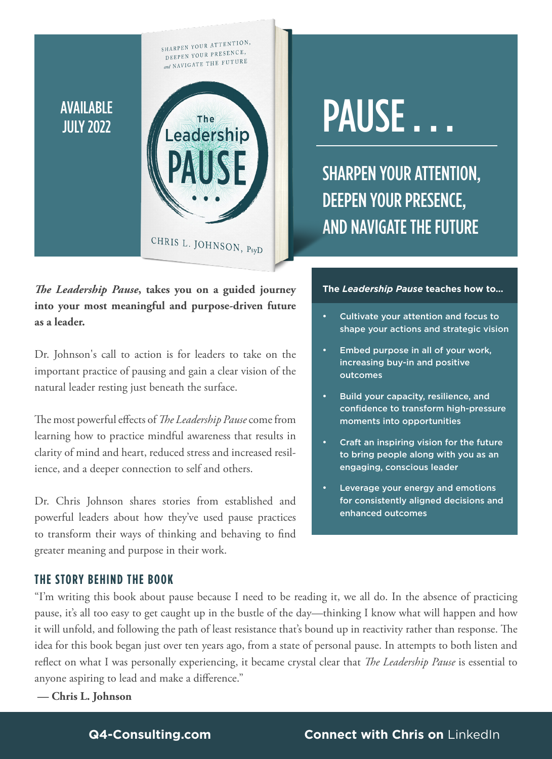AVAILABLE JULY 2022

SHARPEN YOUR ATTENTION, DEEPEN YOUR PRESENCE, *and* NAVIGATE THE FUTURE

The Leadership PAUSE . . .

CHRIS L. JOHNSON, PsyD

# PAUSE . . .

## SHARPEN YOUR ATTENTION, DEEPEN YOUR PRESENCE, AND NAVIGATE THE FUTURE

***The Leadership Pause*, takes you on a guided journey into your most meaningful and purpose-driven future as a leader.**

Dr. Johnson's call to action is for leaders to take on the important practice of pausing and gain a clear vision of the natural leader resting just beneath the surface.

The most powerful effects of *The Leadership Pause* come from learning how to practice mindful awareness that results in clarity of mind and heart, reduced stress and increased resilience, and a deeper connection to self and others.

Dr. Chris Johnson shares stories from established and powerful leaders about how they've used pause practices to transform their ways of thinking and behaving to find greater meaning and purpose in their work.

**The *Leadership Pause* teaches how to...**

- Cultivate your attention and focus to shape your actions and strategic vision
- Embed purpose in all of your work, increasing buy-in and positive outcomes
- Build your capacity, resilience, and confidence to transform high-pressure moments into opportunities
- Craft an inspiring vision for the future to bring people along with you as an engaging, conscious leader
- Leverage your energy and emotions for consistently aligned decisions and enhanced outcomes

### THE STORY BEHIND THE BOOK

"I'm writing this book about pause because I need to be reading it, we all do. In the absence of practicing pause, it's all too easy to get caught up in the bustle of the day—thinking I know what will happen and how it will unfold, and following the path of least resistance that's bound up in reactivity rather than response. The idea for this book began just over ten years ago, from a state of personal pause. In attempts to both listen and reflect on what I was personally experiencing, it became crystal clear that *The Leadership Pause* is essential to anyone aspiring to lead and make a difference."

**— Chris L. Johnson**

**Q4-Consulting.com** **Connect with Chris on** LinkedIn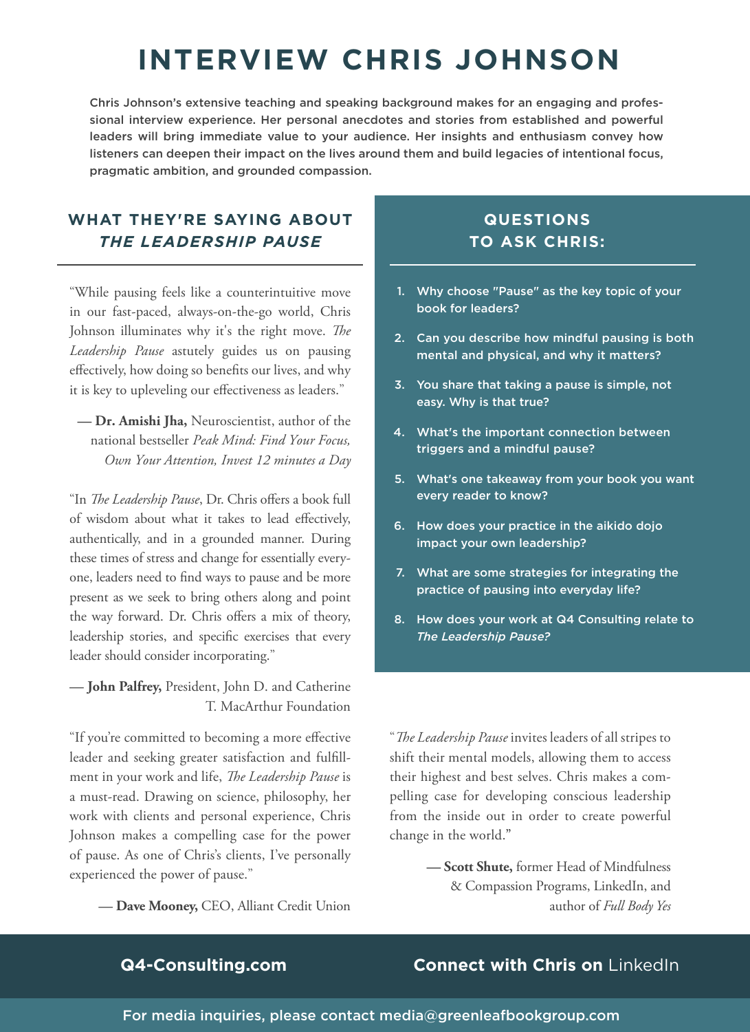# INTERVIEW CHRIS JOHNSON

Chris Johnson's extensive teaching and speaking background makes for an engaging and professional interview experience. Her personal anecdotes and stories from established and powerful leaders will bring immediate value to your audience. Her insights and enthusiasm convey how listeners can deepen their impact on the lives around them and build legacies of intentional focus, pragmatic ambition, and grounded compassion.

## WHAT THEY'RE SAYING ABOUT *THE LEADERSHIP PAUSE*

"While pausing feels like a counterintuitive move in our fast-paced, always-on-the-go world, Chris Johnson illuminates why it's the right move. *The Leadership Pause* astutely guides us on pausing effectively, how doing so benefits our lives, and why it is key to upleveling our effectiveness as leaders."

— **Dr. Amishi Jha,** Neuroscientist, author of the national bestseller *Peak Mind: Find Your Focus, Own Your Attention, Invest 12 minutes a Day*

"In *The Leadership Pause*, Dr. Chris offers a book full of wisdom about what it takes to lead effectively, authentically, and in a grounded manner. During these times of stress and change for essentially everyone, leaders need to find ways to pause and be more present as we seek to bring others along and point the way forward. Dr. Chris offers a mix of theory, leadership stories, and specific exercises that every leader should consider incorporating."

— **John Palfrey,** President, John D. and Catherine T. MacArthur Foundation

"If you're committed to becoming a more effective leader and seeking greater satisfaction and fulfillment in your work and life, *The Leadership Pause* is a must-read. Drawing on science, philosophy, her work with clients and personal experience, Chris Johnson makes a compelling case for the power of pause. As one of Chris's clients, I've personally experienced the power of pause."

— **Dave Mooney,** CEO, Alliant Credit Union

## QUESTIONS TO ASK CHRIS:

1. Why choose "Pause" as the key topic of your book for leaders?
2. Can you describe how mindful pausing is both mental and physical, and why it matters?
3. You share that taking a pause is simple, not easy. Why is that true?
4. What's the important connection between triggers and a mindful pause?
5. What's one takeaway from your book you want every reader to know?
6. How does your practice in the aikido dojo impact your own leadership?
7. What are some strategies for integrating the practice of pausing into everyday life?
8. How does your work at Q4 Consulting relate to *The Leadership Pause?*

"*The Leadership Pause* invites leaders of all stripes to shift their mental models, allowing them to access their highest and best selves. Chris makes a compelling case for developing conscious leadership from the inside out in order to create powerful change in the world."

— **Scott Shute,** former Head of Mindfulness & Compassion Programs, LinkedIn, and author of *Full Body Yes*

**Q4-Consulting.com**

**Connect with Chris on** LinkedIn

For media inquiries, please contact media@greenleafbookgroup.com